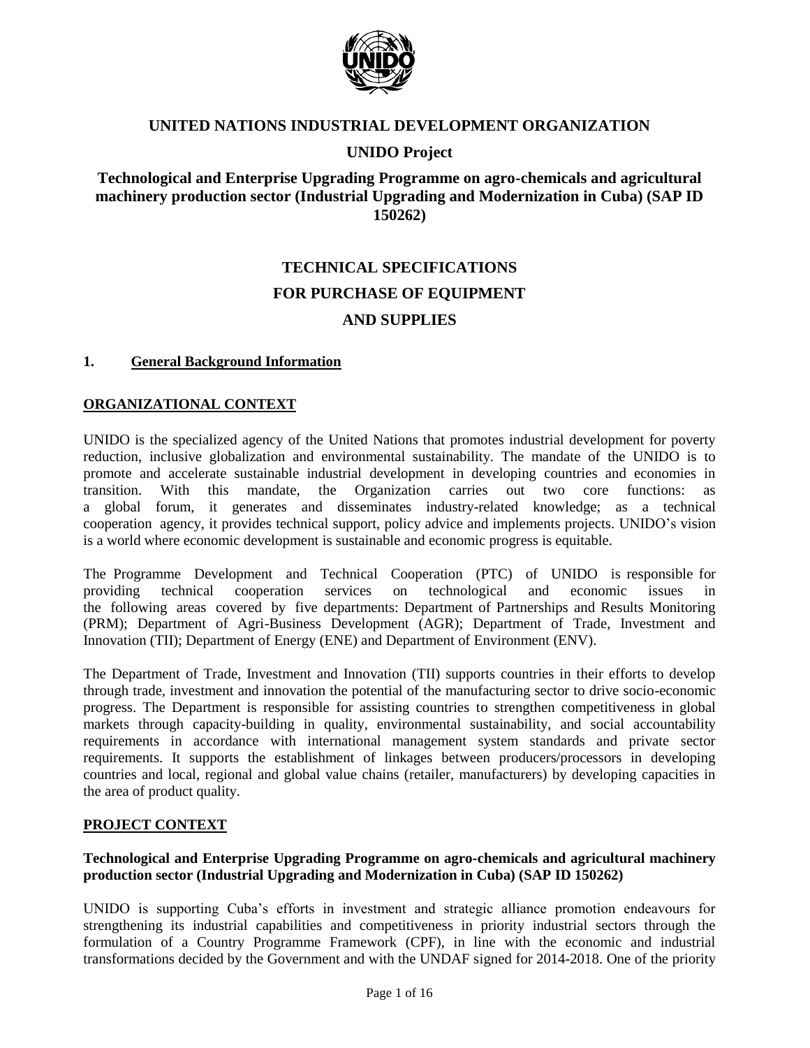# UNITED NATIONS INDUSTRIAL DEVELOPMENT ORGANIZATION

## UNIDO Project

## Technological and Enterprise Upgrading Programme on agro-chemicals and agricultural machinery production sector (Industrial Upgrading and Modernization in Cuba) (SAP ID 150262)

# TECHNICAL SPECIFICATIONS FOR PURCHASE OF EQUIPMENT AND SUPPLIES

## 1. General Background Information

### ORGANIZATIONAL CONTEXT

UNIDO is the specialized agency of the United Nations that promotes industrial development for poverty reduction, inclusive globalization and environmental sustainability. The mandate of the UNIDO is to promote and accelerate sustainable industrial development in developing countries and economies in transition. With this mandate, the Organization carries out two core functions: as a global forum, it generates and disseminates industry-related knowledge; as a technical cooperation agency, it provides technical support, policy advice and implements projects. UNIDO's vision is a world where economic development is sustainable and economic progress is equitable.

The Programme Development and Technical Cooperation (PTC) of UNIDO is responsible for providing technical cooperation services on technological and economic issues in the following areas covered by five departments: Department of Partnerships and Results Monitoring (PRM); Department of Agri-Business Development (AGR); Department of Trade, Investment and Innovation (TII); Department of Energy (ENE) and Department of Environment (ENV).

The Department of Trade, Investment and Innovation (TII) supports countries in their efforts to develop through trade, investment and innovation the potential of the manufacturing sector to drive socio-economic progress. The Department is responsible for assisting countries to strengthen competitiveness in global markets through capacity-building in quality, environmental sustainability, and social accountability requirements in accordance with international management system standards and private sector requirements. It supports the establishment of linkages between producers/processors in developing countries and local, regional and global value chains (retailer, manufacturers) by developing capacities in the area of product quality.

### PROJECT CONTEXT

**Technological and Enterprise Upgrading Programme on agro-chemicals and agricultural machinery production sector (Industrial Upgrading and Modernization in Cuba) (SAP ID 150262)**

UNIDO is supporting Cuba's efforts in investment and strategic alliance promotion endeavours for strengthening its industrial capabilities and competitiveness in priority industrial sectors through the formulation of a Country Programme Framework (CPF), in line with the economic and industrial transformations decided by the Government and with the UNDAF signed for 2014-2018. One of the priority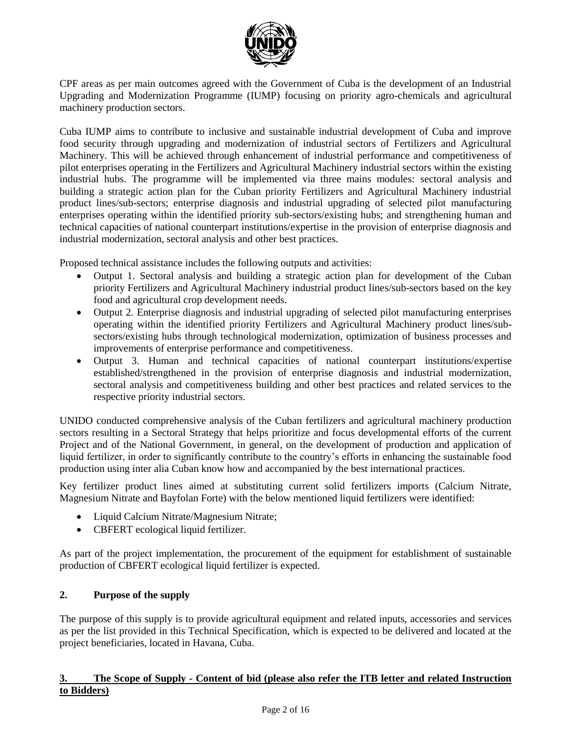CPF areas as per main outcomes agreed with the Government of Cuba is the development of an Industrial Upgrading and Modernization Programme (IUMP) focusing on priority agro-chemicals and agricultural machinery production sectors.

Cuba IUMP aims to contribute to inclusive and sustainable industrial development of Cuba and improve food security through upgrading and modernization of industrial sectors of Fertilizers and Agricultural Machinery. This will be achieved through enhancement of industrial performance and competitiveness of pilot enterprises operating in the Fertilizers and Agricultural Machinery industrial sectors within the existing industrial hubs. The programme will be implemented via three mains modules: sectoral analysis and building a strategic action plan for the Cuban priority Fertilizers and Agricultural Machinery industrial product lines/sub-sectors; enterprise diagnosis and industrial upgrading of selected pilot manufacturing enterprises operating within the identified priority sub-sectors/existing hubs; and strengthening human and technical capacities of national counterpart institutions/expertise in the provision of enterprise diagnosis and industrial modernization, sectoral analysis and other best practices.

Proposed technical assistance includes the following outputs and activities:

- Output 1. Sectoral analysis and building a strategic action plan for development of the Cuban priority Fertilizers and Agricultural Machinery industrial product lines/sub-sectors based on the key food and agricultural crop development needs.
- Output 2. Enterprise diagnosis and industrial upgrading of selected pilot manufacturing enterprises operating within the identified priority Fertilizers and Agricultural Machinery product lines/sub-sectors/existing hubs through technological modernization, optimization of business processes and improvements of enterprise performance and competitiveness.
- Output 3. Human and technical capacities of national counterpart institutions/expertise established/strengthened in the provision of enterprise diagnosis and industrial modernization, sectoral analysis and competitiveness building and other best practices and related services to the respective priority industrial sectors.

UNIDO conducted comprehensive analysis of the Cuban fertilizers and agricultural machinery production sectors resulting in a Sectoral Strategy that helps prioritize and focus developmental efforts of the current Project and of the National Government, in general, on the development of production and application of liquid fertilizer, in order to significantly contribute to the country's efforts in enhancing the sustainable food production using inter alia Cuban know how and accompanied by the best international practices.

Key fertilizer product lines aimed at substituting current solid fertilizers imports (Calcium Nitrate, Magnesium Nitrate and Bayfolan Forte) with the below mentioned liquid fertilizers were identified:

- Liquid Calcium Nitrate/Magnesium Nitrate;
- CBFERT ecological liquid fertilizer.

As part of the project implementation, the procurement of the equipment for establishment of sustainable production of CBFERT ecological liquid fertilizer is expected.

## 2. Purpose of the supply

The purpose of this supply is to provide agricultural equipment and related inputs, accessories and services as per the list provided in this Technical Specification, which is expected to be delivered and located at the project beneficiaries, located in Havana, Cuba.

## 3. The Scope of Supply - Content of bid (please also refer the ITB letter and related Instruction to Bidders)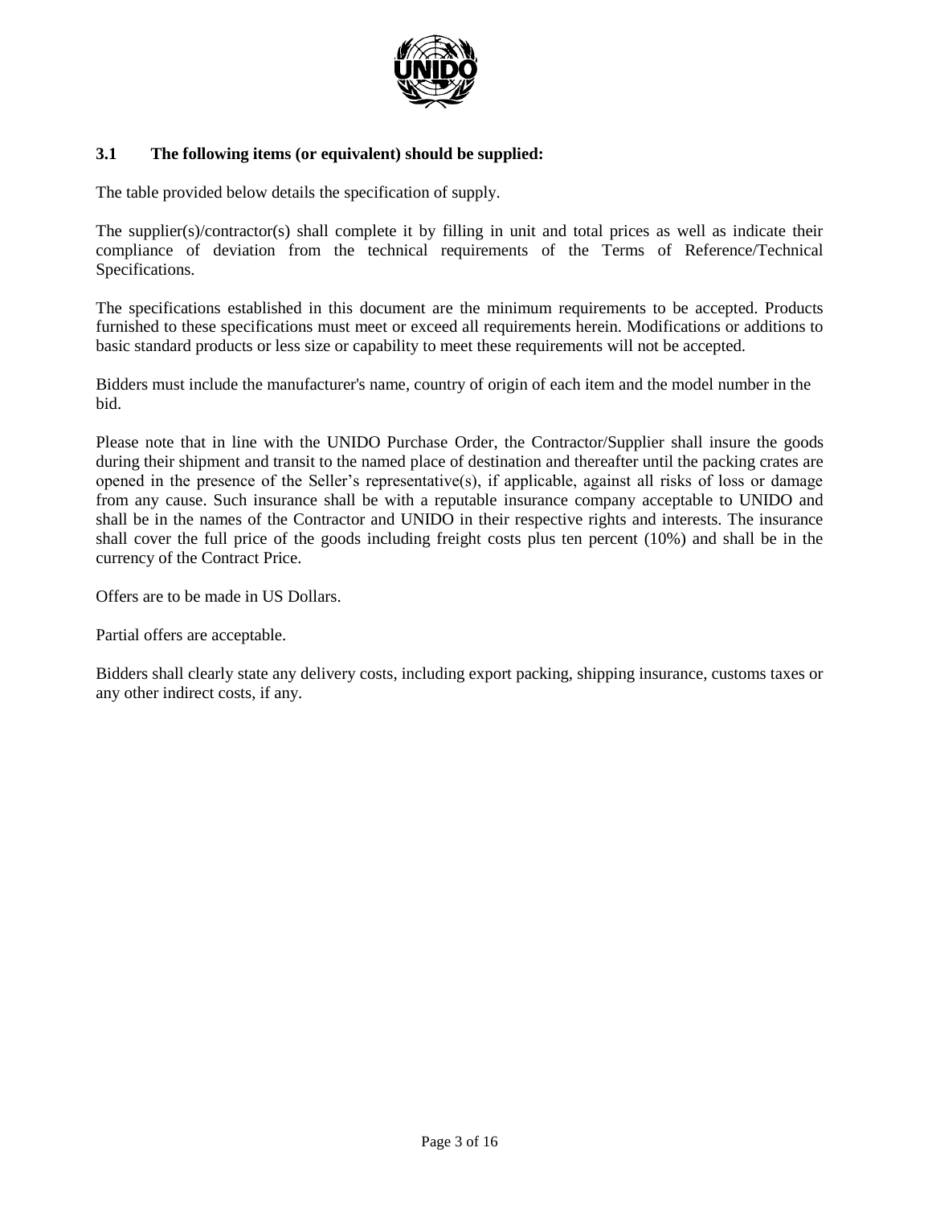### 3.1 The following items (or equivalent) should be supplied:

The table provided below details the specification of supply.

The supplier(s)/contractor(s) shall complete it by filling in unit and total prices as well as indicate their compliance of deviation from the technical requirements of the Terms of Reference/Technical Specifications.

The specifications established in this document are the minimum requirements to be accepted. Products furnished to these specifications must meet or exceed all requirements herein. Modifications or additions to basic standard products or less size or capability to meet these requirements will not be accepted.

Bidders must include the manufacturer's name, country of origin of each item and the model number in the bid.

Please note that in line with the UNIDO Purchase Order, the Contractor/Supplier shall insure the goods during their shipment and transit to the named place of destination and thereafter until the packing crates are opened in the presence of the Seller's representative(s), if applicable, against all risks of loss or damage from any cause. Such insurance shall be with a reputable insurance company acceptable to UNIDO and shall be in the names of the Contractor and UNIDO in their respective rights and interests. The insurance shall cover the full price of the goods including freight costs plus ten percent (10%) and shall be in the currency of the Contract Price.

Offers are to be made in US Dollars.

Partial offers are acceptable.

Bidders shall clearly state any delivery costs, including export packing, shipping insurance, customs taxes or any other indirect costs, if any.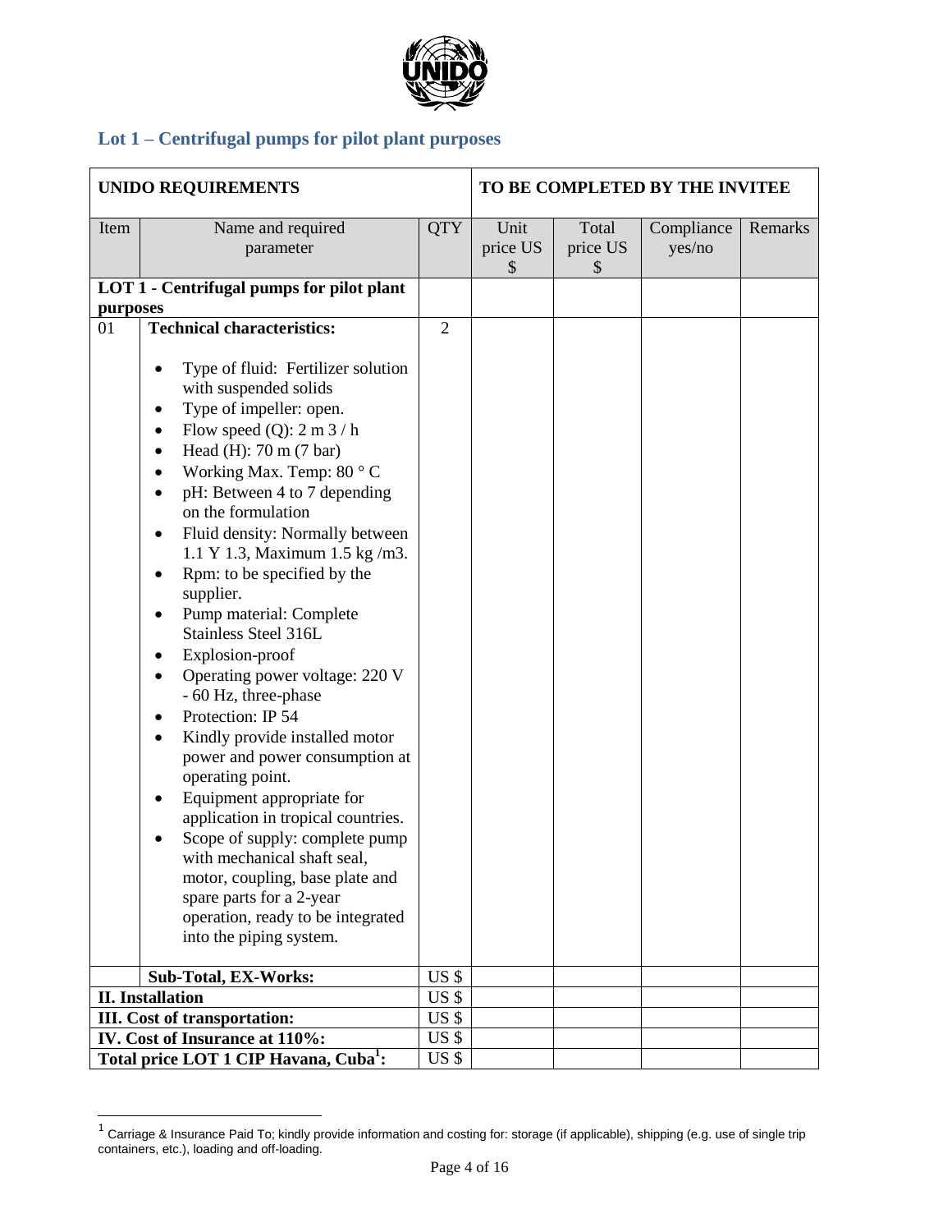## Lot 1 – Centrifugal pumps for pilot plant purposes

| UNIDO REQUIREMENTS | | | TO BE COMPLETED BY THE INVITEE | | | |
|---|---|---|---|---|---|---|
| Item | Name and required parameter | QTY | Unit price US $ | Total price US $ | Compliance yes/no | Remarks |
| **LOT 1 - Centrifugal pumps for pilot plant purposes** | | | | | | |
| 01 | **Technical characteristics:**<br>• Type of fluid: Fertilizer solution with suspended solids<br>• Type of impeller: open.<br>• Flow speed (Q): 2 m 3 / h<br>• Head (H): 70 m (7 bar)<br>• Working Max. Temp: 80 ° C<br>• pH: Between 4 to 7 depending on the formulation<br>• Fluid density: Normally between 1.1 Y 1.3, Maximum 1.5 kg /m3.<br>• Rpm: to be specified by the supplier.<br>• Pump material: Complete Stainless Steel 316L<br>• Explosion-proof<br>• Operating power voltage: 220 V - 60 Hz, three-phase<br>• Protection: IP 54<br>• Kindly provide installed motor power and power consumption at operating point.<br>• Equipment appropriate for application in tropical countries.<br>• Scope of supply: complete pump with mechanical shaft seal, motor, coupling, base plate and spare parts for a 2-year operation, ready to be integrated into the piping system. | 2 | | | | |
| | **Sub-Total, EX-Works:** | US $ | | | | |
| **II. Installation** | | US $ | | | | |
| **III. Cost of transportation:** | | US $ | | | | |
| **IV. Cost of Insurance at 110%:** | | US $ | | | | |
| **Total price LOT 1 CIP Havana, Cuba[1]:** | | US $ | | | | |

[1] Carriage & Insurance Paid To; kindly provide information and costing for: storage (if applicable), shipping (e.g. use of single trip containers, etc.), loading and off-loading.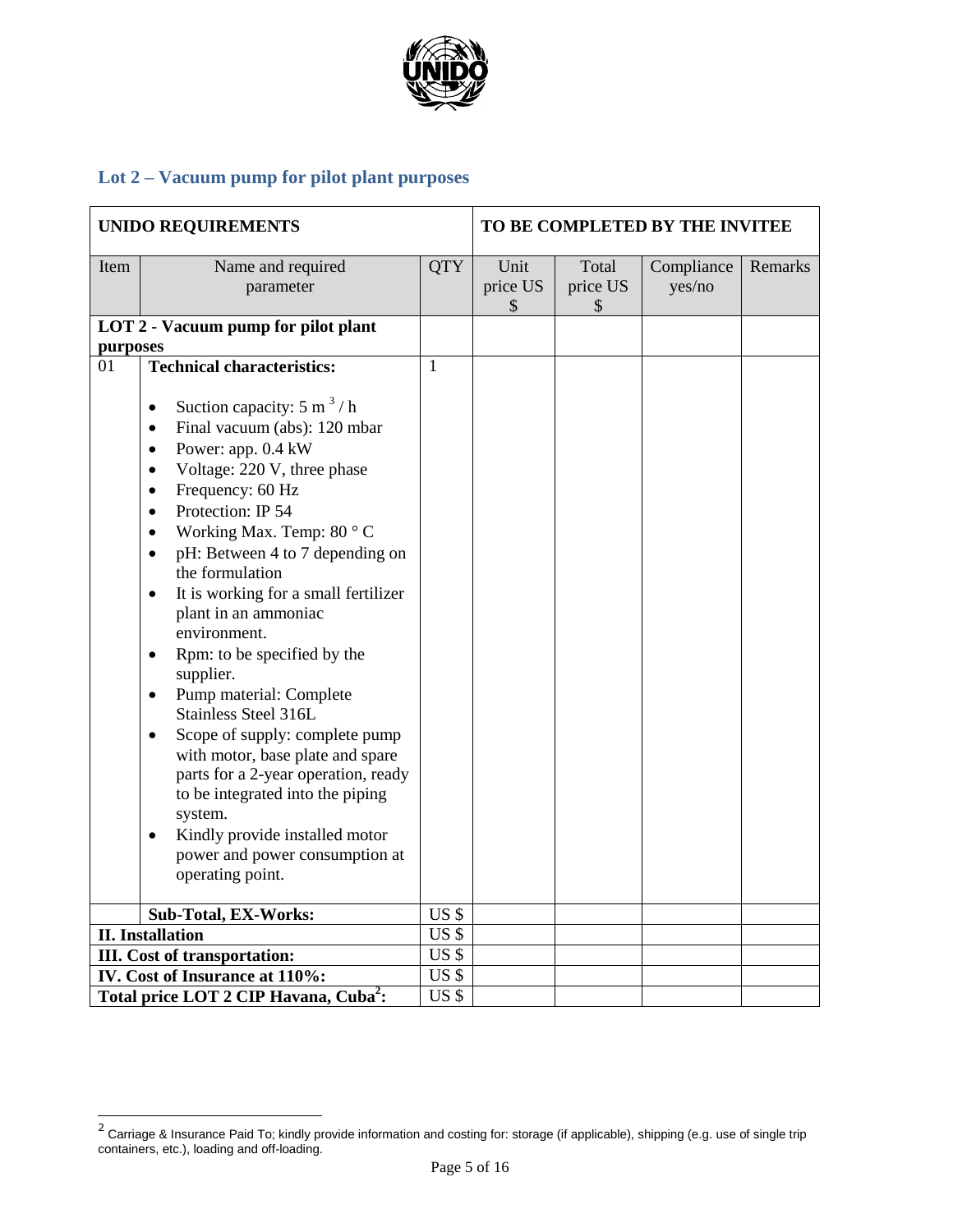## Lot 2 – Vacuum pump for pilot plant purposes

| UNIDO REQUIREMENTS | | | TO BE COMPLETED BY THE INVITEE | | | |
|---|---|---|---|---|---|---|
| Item | Name and required parameter | QTY | Unit price US $ | Total price US $ | Compliance yes/no | Remarks |
| **LOT 2 - Vacuum pump for pilot plant purposes** | | | | | | |
| 01 | **Technical characteristics:**<br>• Suction capacity: 5 $m^3$ / h<br>• Final vacuum (abs): 120 mbar<br>• Power: app. 0.4 kW<br>• Voltage: 220 V, three phase<br>• Frequency: 60 Hz<br>• Protection: IP 54<br>• Working Max. Temp: 80 ° C<br>• pH: Between 4 to 7 depending on the formulation<br>• It is working for a small fertilizer plant in an ammoniac environment.<br>• Rpm: to be specified by the supplier.<br>• Pump material: Complete Stainless Steel 316L<br>• Scope of supply: complete pump with motor, base plate and spare parts for a 2-year operation, ready to be integrated into the piping system.<br>• Kindly provide installed motor power and power consumption at operating point. | 1 | | | | |
| | **Sub-Total, EX-Works:** | US $ | | | | |
| **II. Installation** | | US $ | | | | |
| **III. Cost of transportation:** | | US $ | | | | |
| **IV. Cost of Insurance at 110%:** | | US $ | | | | |
| **Total price LOT 2 CIP Havana, Cuba[2]:** | | US $ | | | | |

[2] Carriage & Insurance Paid To; kindly provide information and costing for: storage (if applicable), shipping (e.g. use of single trip containers, etc.), loading and off-loading.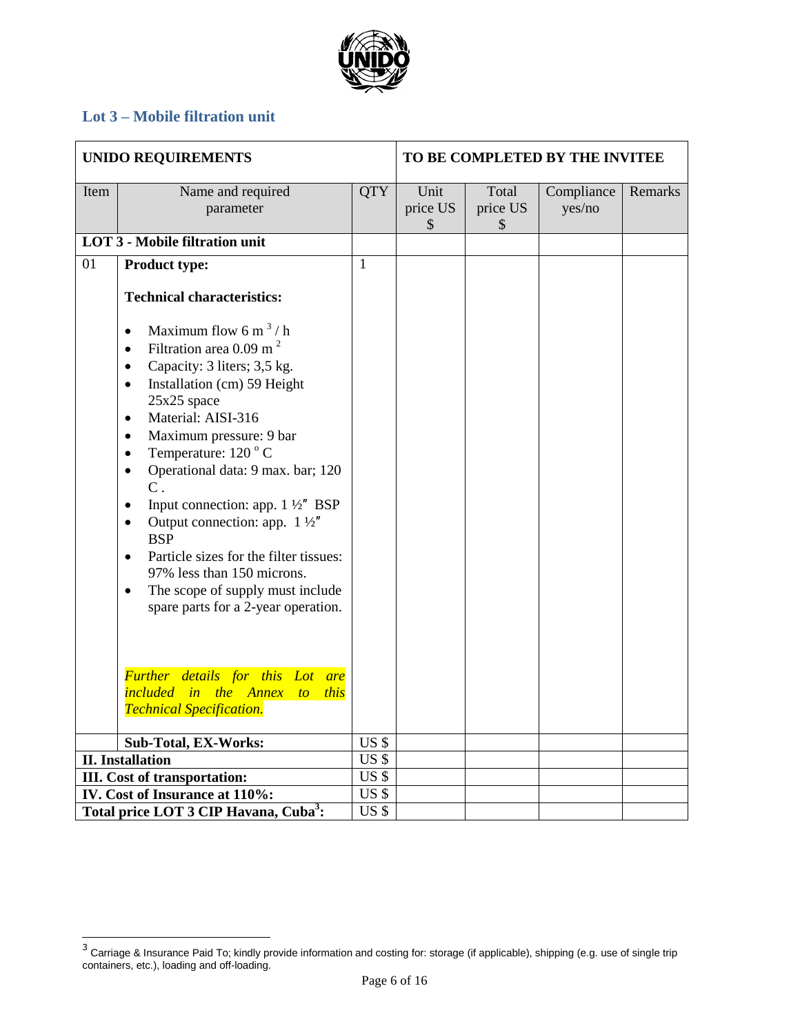## Lot 3 – Mobile filtration unit

| UNIDO REQUIREMENTS | | | TO BE COMPLETED BY THE INVITEE | | | |
|---|---|---|---|---|---|---|
| Item | Name and required parameter | QTY | Unit price US $ | Total price US $ | Compliance yes/no | Remarks |
| **LOT 3 - Mobile filtration unit** | | | | | | |
| 01 | **Product type:**<br><br>**Technical characteristics:**<br><br>• Maximum flow 6 $m^3$ / h<br>• Filtration area 0.09 $m^2$<br>• Capacity: 3 liters; 3,5 kg.<br>• Installation (cm) 59 Height 25x25 space<br>• Material: AISI-316<br>• Maximum pressure: 9 bar<br>• Temperature: 120 $^{o}$ C<br>• Operational data: 9 max. bar; 120 C .<br>• Input connection: app. 1 ½″ BSP<br>• Output connection: app. 1 ½″ BSP<br>• Particle sizes for the filter tissues: 97% less than 150 microns.<br>• The scope of supply must include spare parts for a 2-year operation.<br><br>*Further details for this Lot are included in the Annex to this Technical Specification.* | 1 | | | | |
| | **Sub-Total, EX-Works:** | US $ | | | | |
| **II. Installation** | | US $ | | | | |
| **III. Cost of transportation:** | | US $ | | | | |
| **IV. Cost of Insurance at 110%:** | | US $ | | | | |
| **Total price LOT 3 CIP Havana, Cuba[3]:** | | US $ | | | | |

[3] Carriage & Insurance Paid To; kindly provide information and costing for: storage (if applicable), shipping (e.g. use of single trip containers, etc.), loading and off-loading.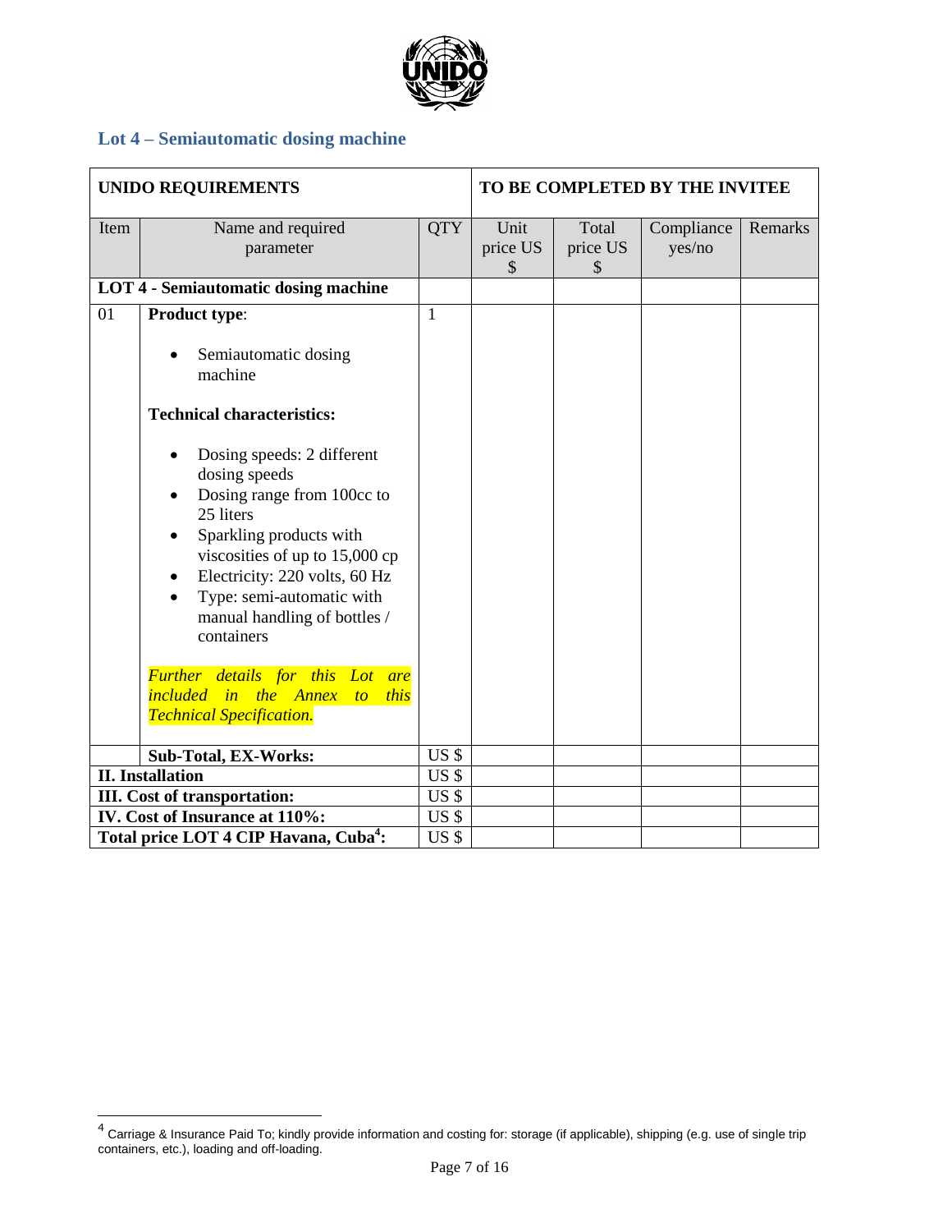## Lot 4 – Semiautomatic dosing machine

| UNIDO REQUIREMENTS | | | TO BE COMPLETED BY THE INVITEE | | | |
|---|---|---|---|---|---|---|
| Item | Name and required parameter | QTY | Unit price US $ | Total price US $ | Compliance yes/no | Remarks |
| **LOT 4 - Semiautomatic dosing machine** | | | | | | |
| 01 | **Product type**:<br>• Semiautomatic dosing machine<br><br>**Technical characteristics:**<br>• Dosing speeds: 2 different dosing speeds<br>• Dosing range from 100cc to 25 liters<br>• Sparkling products with viscosities of up to 15,000 cp<br>• Electricity: 220 volts, 60 Hz<br>• Type: semi-automatic with manual handling of bottles / containers<br><br>*Further details for this Lot are included in the Annex to this Technical Specification.* | 1 | | | | |
| | **Sub-Total, EX-Works:** | US $ | | | | |
| **II. Installation** | | US $ | | | | |
| **III. Cost of transportation:** | | US $ | | | | |
| **IV. Cost of Insurance at 110%:** | | US $ | | | | |
| **Total price LOT 4 CIP Havana, Cuba[4]:** | | US $ | | | | |

[4] Carriage & Insurance Paid To; kindly provide information and costing for: storage (if applicable), shipping (e.g. use of single trip containers, etc.), loading and off-loading.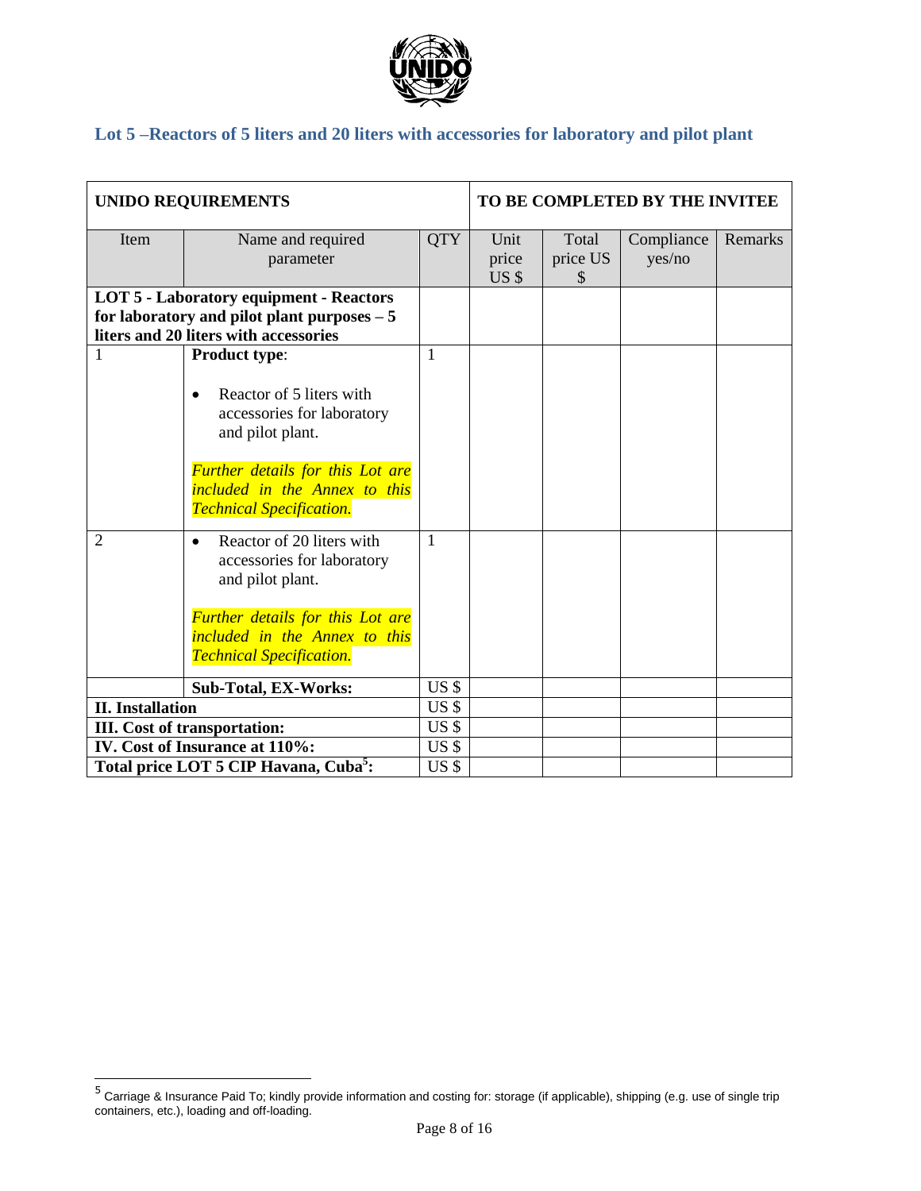## Lot 5 –Reactors of 5 liters and 20 liters with accessories for laboratory and pilot plant

| UNIDO REQUIREMENTS | | | TO BE COMPLETED BY THE INVITEE | | | |
|---|---|---|---|---|---|---|
| Item | Name and required parameter | QTY | Unit price US $ | Total price US $ | Compliance yes/no | Remarks |
| **LOT 5 - Laboratory equipment - Reactors for laboratory and pilot plant purposes – 5 liters and 20 liters with accessories** | | | | | | |
| 1 | **Product type**:<br><br>• Reactor of 5 liters with accessories for laboratory and pilot plant.<br><br>*Further details for this Lot are included in the Annex to this Technical Specification.* | 1 | | | | |
| 2 | • Reactor of 20 liters with accessories for laboratory and pilot plant.<br><br>*Further details for this Lot are included in the Annex to this Technical Specification.* | 1 | | | | |
| | **Sub-Total, EX-Works:** | US $ | | | | |
| **II. Installation** | | US $ | | | | |
| **III. Cost of transportation:** | | US $ | | | | |
| **IV. Cost of Insurance at 110%:** | | US $ | | | | |
| **Total price LOT 5 CIP Havana, Cuba[5]:** | | US $ | | | | |

[5] Carriage & Insurance Paid To; kindly provide information and costing for: storage (if applicable), shipping (e.g. use of single trip containers, etc.), loading and off-loading.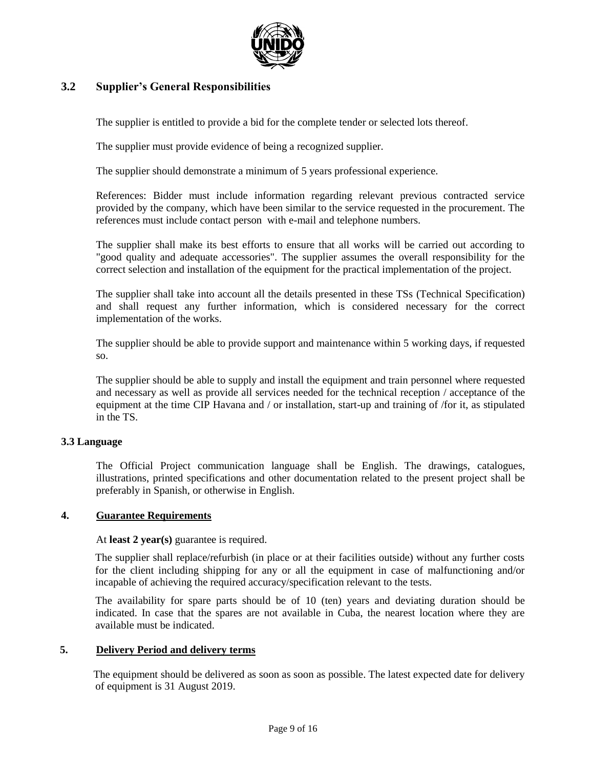## 3.2 Supplier's General Responsibilities

The supplier is entitled to provide a bid for the complete tender or selected lots thereof.

The supplier must provide evidence of being a recognized supplier.

The supplier should demonstrate a minimum of 5 years professional experience.

References: Bidder must include information regarding relevant previous contracted service provided by the company, which have been similar to the service requested in the procurement. The references must include contact person with e-mail and telephone numbers.

The supplier shall make its best efforts to ensure that all works will be carried out according to "good quality and adequate accessories". The supplier assumes the overall responsibility for the correct selection and installation of the equipment for the practical implementation of the project.

The supplier shall take into account all the details presented in these TSs (Technical Specification) and shall request any further information, which is considered necessary for the correct implementation of the works.

The supplier should be able to provide support and maintenance within 5 working days, if requested so.

The supplier should be able to supply and install the equipment and train personnel where requested and necessary as well as provide all services needed for the technical reception / acceptance of the equipment at the time CIP Havana and / or installation, start-up and training of /for it, as stipulated in the TS.

### 3.3 Language

The Official Project communication language shall be English. The drawings, catalogues, illustrations, printed specifications and other documentation related to the present project shall be preferably in Spanish, or otherwise in English.

## 4. Guarantee Requirements

At **least 2 year(s)** guarantee is required.

The supplier shall replace/refurbish (in place or at their facilities outside) without any further costs for the client including shipping for any or all the equipment in case of malfunctioning and/or incapable of achieving the required accuracy/specification relevant to the tests.

The availability for spare parts should be of 10 (ten) years and deviating duration should be indicated. In case that the spares are not available in Cuba, the nearest location where they are available must be indicated.

## 5. Delivery Period and delivery terms

The equipment should be delivered as soon as soon as possible. The latest expected date for delivery of equipment is 31 August 2019.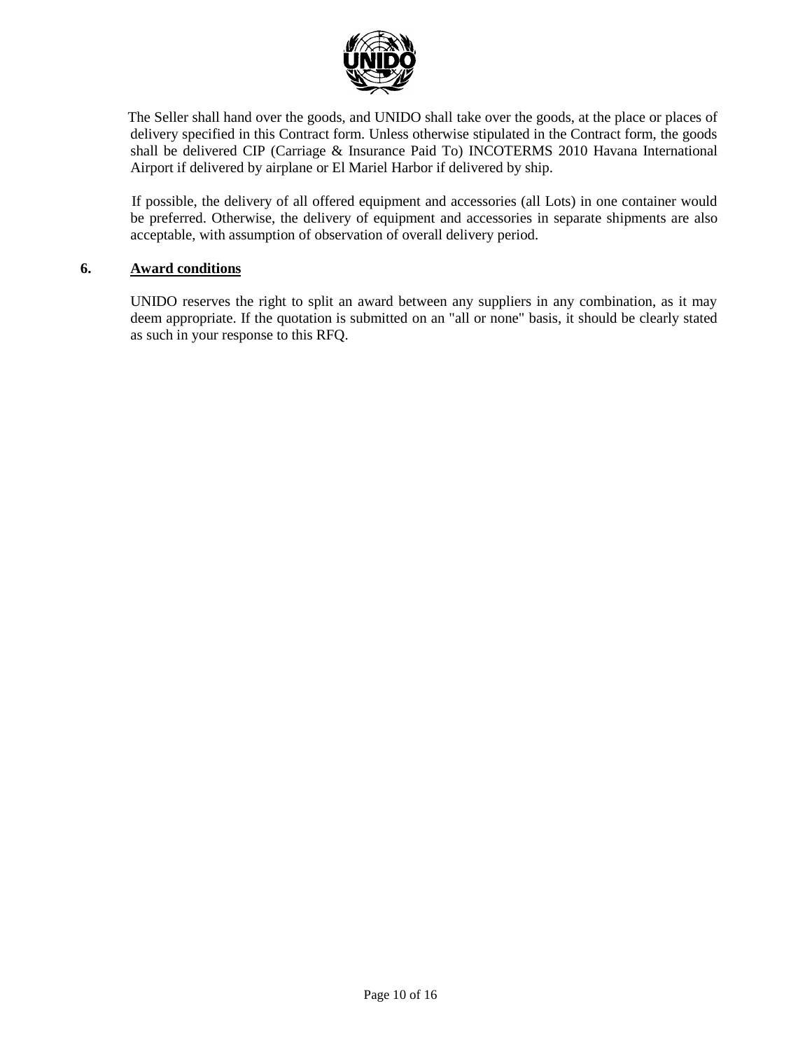The Seller shall hand over the goods, and UNIDO shall take over the goods, at the place or places of delivery specified in this Contract form. Unless otherwise stipulated in the Contract form, the goods shall be delivered CIP (Carriage & Insurance Paid To) INCOTERMS 2010 Havana International Airport if delivered by airplane or El Mariel Harbor if delivered by ship.

If possible, the delivery of all offered equipment and accessories (all Lots) in one container would be preferred. Otherwise, the delivery of equipment and accessories in separate shipments are also acceptable, with assumption of observation of overall delivery period.

## 6. Award conditions

UNIDO reserves the right to split an award between any suppliers in any combination, as it may deem appropriate. If the quotation is submitted on an "all or none" basis, it should be clearly stated as such in your response to this RFQ.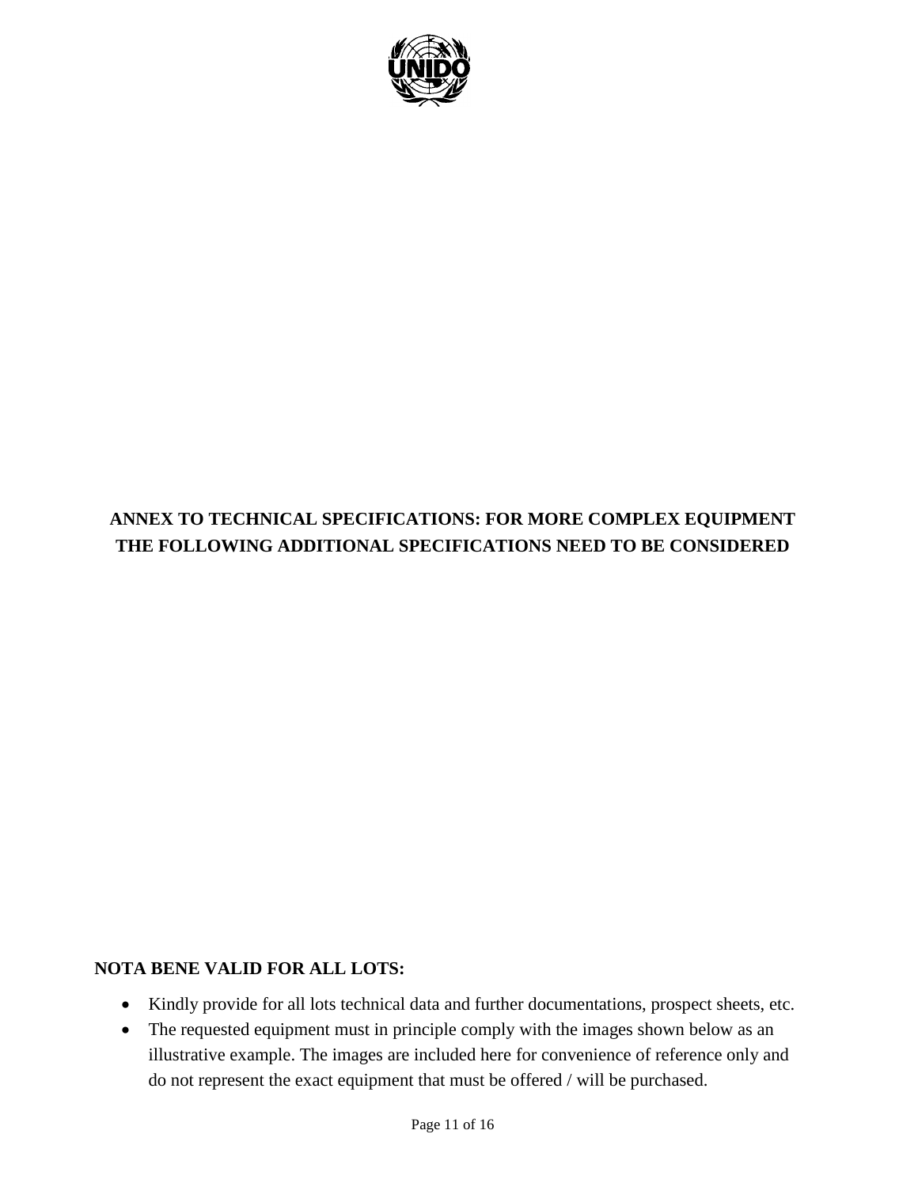**ANNEX TO TECHNICAL SPECIFICATIONS: FOR MORE COMPLEX EQUIPMENT THE FOLLOWING ADDITIONAL SPECIFICATIONS NEED TO BE CONSIDERED**

**NOTA BENE VALID FOR ALL LOTS:**

- Kindly provide for all lots technical data and further documentations, prospect sheets, etc.
- The requested equipment must in principle comply with the images shown below as an illustrative example. The images are included here for convenience of reference only and do not represent the exact equipment that must be offered / will be purchased.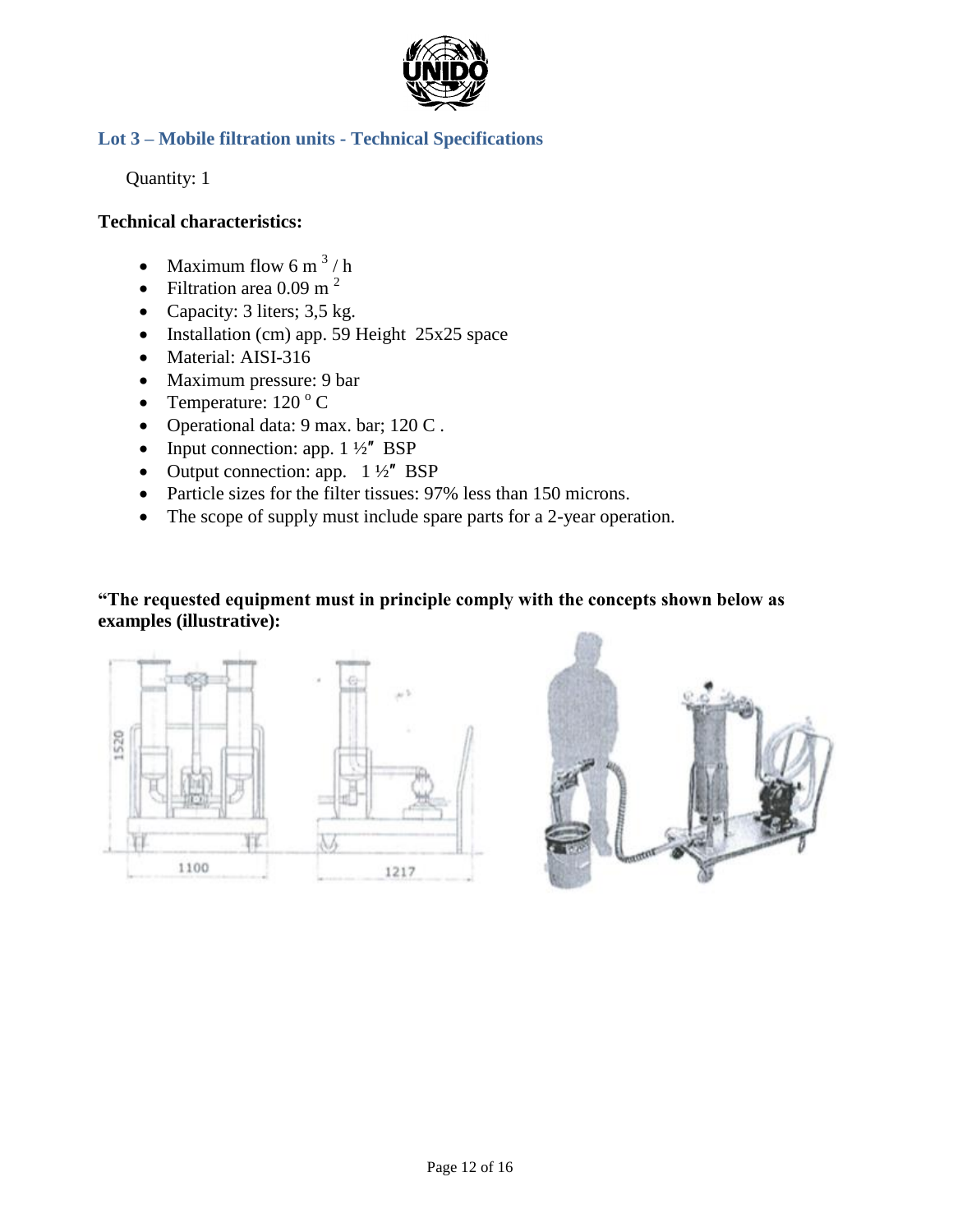## Lot 3 – Mobile filtration units - Technical Specifications

Quantity: 1

**Technical characteristics:**

- Maximum flow 6 $m^3$ / h
- Filtration area 0.09 $m^2$
- Capacity: 3 liters; 3,5 kg.
- Installation (cm) app. 59 Height 25x25 space
- Material: AISI-316
- Maximum pressure: 9 bar
- Temperature: 120 °C
- Operational data: 9 max. bar; 120 C .
- Input connection: app. 1 ½″ BSP
- Output connection: app. 1 ½″ BSP
- Particle sizes for the filter tissues: 97% less than 150 microns.
- The scope of supply must include spare parts for a 2-year operation.

**"The requested equipment must in principle comply with the concepts shown below as examples (illustrative):**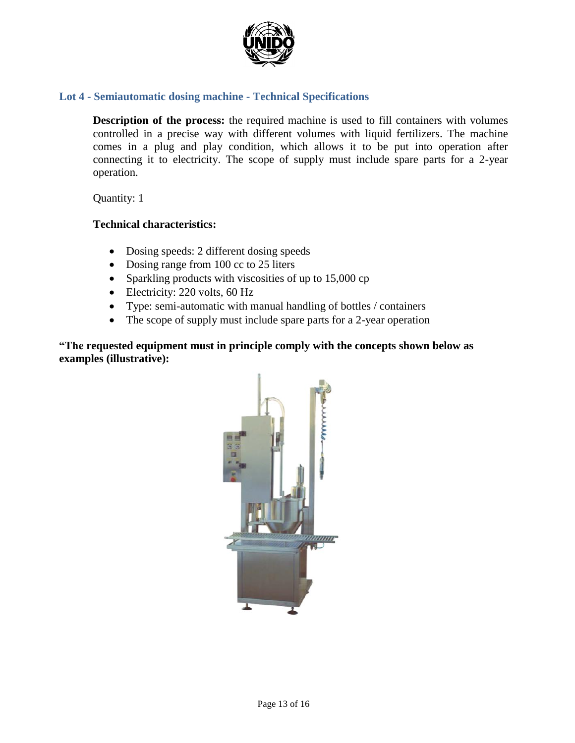## Lot 4 - Semiautomatic dosing machine - Technical Specifications

**Description of the process:** the required machine is used to fill containers with volumes controlled in a precise way with different volumes with liquid fertilizers. The machine comes in a plug and play condition, which allows it to be put into operation after connecting it to electricity. The scope of supply must include spare parts for a 2-year operation.

Quantity: 1

**Technical characteristics:**

- Dosing speeds: 2 different dosing speeds
- Dosing range from 100 cc to 25 liters
- Sparkling products with viscosities of up to 15,000 cp
- Electricity: 220 volts, 60 Hz
- Type: semi-automatic with manual handling of bottles / containers
- The scope of supply must include spare parts for a 2-year operation

**"The requested equipment must in principle comply with the concepts shown below as examples (illustrative):**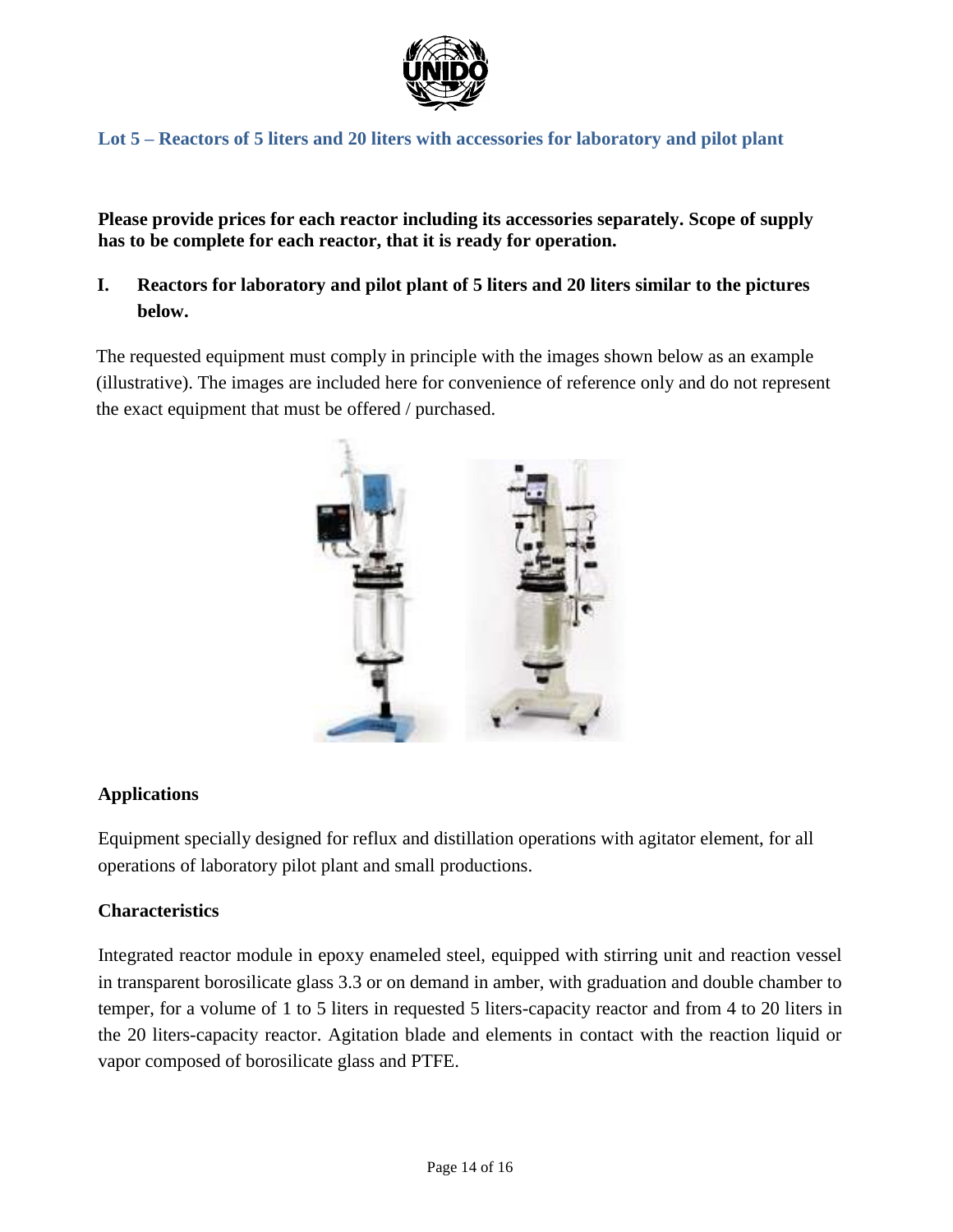## Lot 5 – Reactors of 5 liters and 20 liters with accessories for laboratory and pilot plant

**Please provide prices for each reactor including its accessories separately. Scope of supply has to be complete for each reactor, that it is ready for operation.**

### I. Reactors for laboratory and pilot plant of 5 liters and 20 liters similar to the pictures below.

The requested equipment must comply in principle with the images shown below as an example (illustrative). The images are included here for convenience of reference only and do not represent the exact equipment that must be offered / purchased.

#### Applications

Equipment specially designed for reflux and distillation operations with agitator element, for all operations of laboratory pilot plant and small productions.

#### Characteristics

Integrated reactor module in epoxy enameled steel, equipped with stirring unit and reaction vessel in transparent borosilicate glass 3.3 or on demand in amber, with graduation and double chamber to temper, for a volume of 1 to 5 liters in requested 5 liters-capacity reactor and from 4 to 20 liters in the 20 liters-capacity reactor. Agitation blade and elements in contact with the reaction liquid or vapor composed of borosilicate glass and PTFE.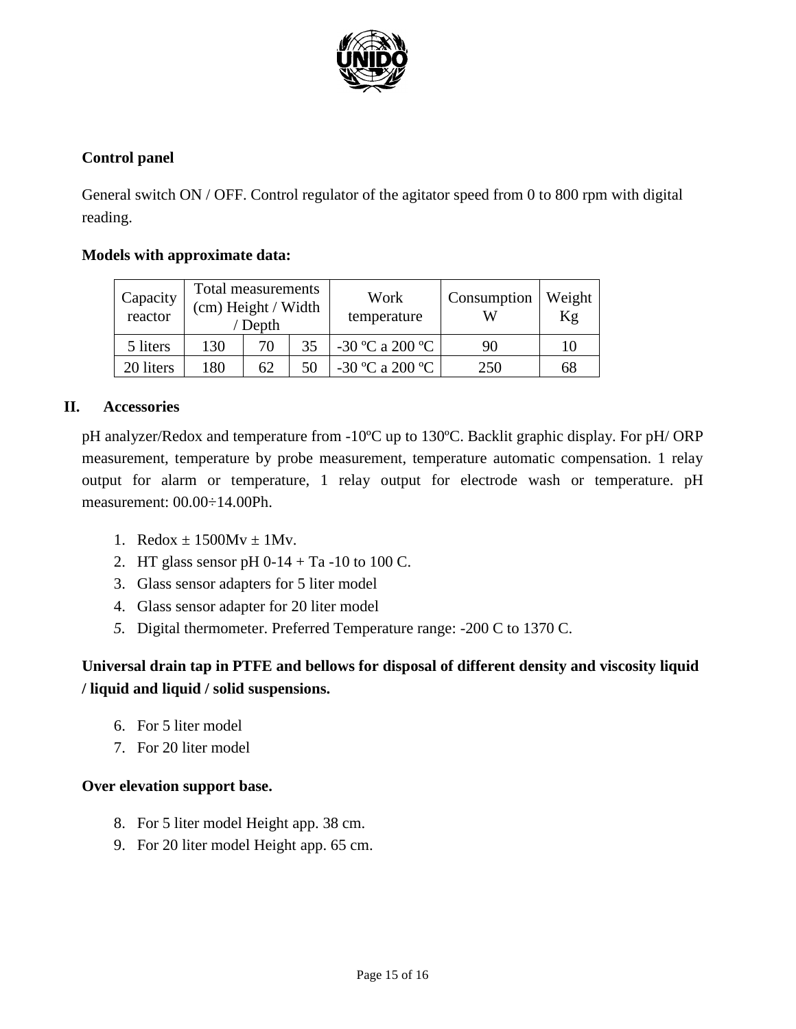**Control panel**

General switch ON / OFF. Control regulator of the agitator speed from 0 to 800 rpm with digital reading.

**Models with approximate data:**

| Capacity reactor | Total measurements (cm) Height / Width / Depth | | | Work temperature | Consumption W | Weight Kg |
|---|---|---|---|---|---|---|
| 5 liters | 130 | 70 | 35 | -30 ºC a 200 ºC | 90 | 10 |
| 20 liters | 180 | 62 | 50 | -30 ºC a 200 ºC | 250 | 68 |

## II. Accessories

pH analyzer/Redox and temperature from -10ºC up to 130ºC. Backlit graphic display. For pH/ ORP measurement, temperature by probe measurement, temperature automatic compensation. 1 relay output for alarm or temperature, 1 relay output for electrode wash or temperature. pH measurement: 00.00÷14.00Ph.

1. Redox ± 1500Mv ± 1Mv.
2. HT glass sensor pH 0-14 + Ta -10 to 100 C.
3. Glass sensor adapters for 5 liter model
4. Glass sensor adapter for 20 liter model
5. Digital thermometer. Preferred Temperature range: -200 C to 1370 C.

**Universal drain tap in PTFE and bellows for disposal of different density and viscosity liquid / liquid and liquid / solid suspensions.**

6. For 5 liter model
7. For 20 liter model

**Over elevation support base.**

8. For 5 liter model Height app. 38 cm.
9. For 20 liter model Height app. 65 cm.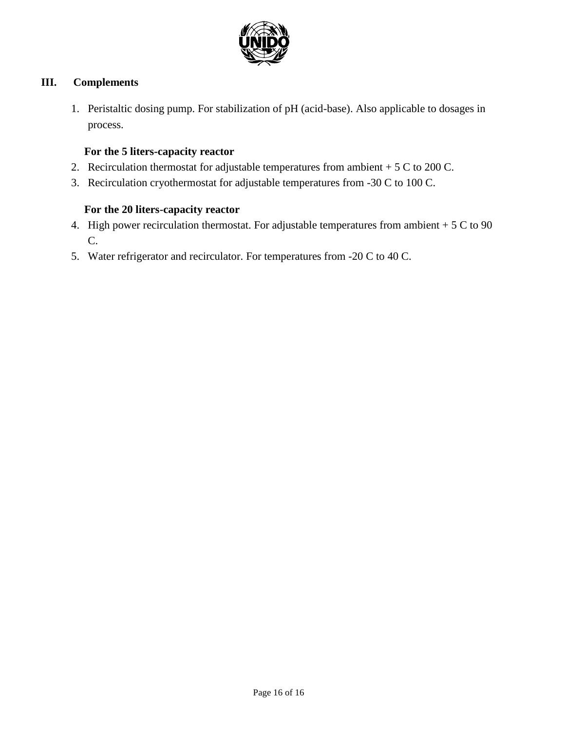## III. Complements

1. Peristaltic dosing pump. For stabilization of pH (acid-base). Also applicable to dosages in process.

**For the 5 liters-capacity reactor**

2. Recirculation thermostat for adjustable temperatures from ambient + 5 C to 200 C.
3. Recirculation cryothermostat for adjustable temperatures from -30 C to 100 C.

**For the 20 liters-capacity reactor**

4. High power recirculation thermostat. For adjustable temperatures from ambient + 5 C to 90 C.
5. Water refrigerator and recirculator. For temperatures from -20 C to 40 C.